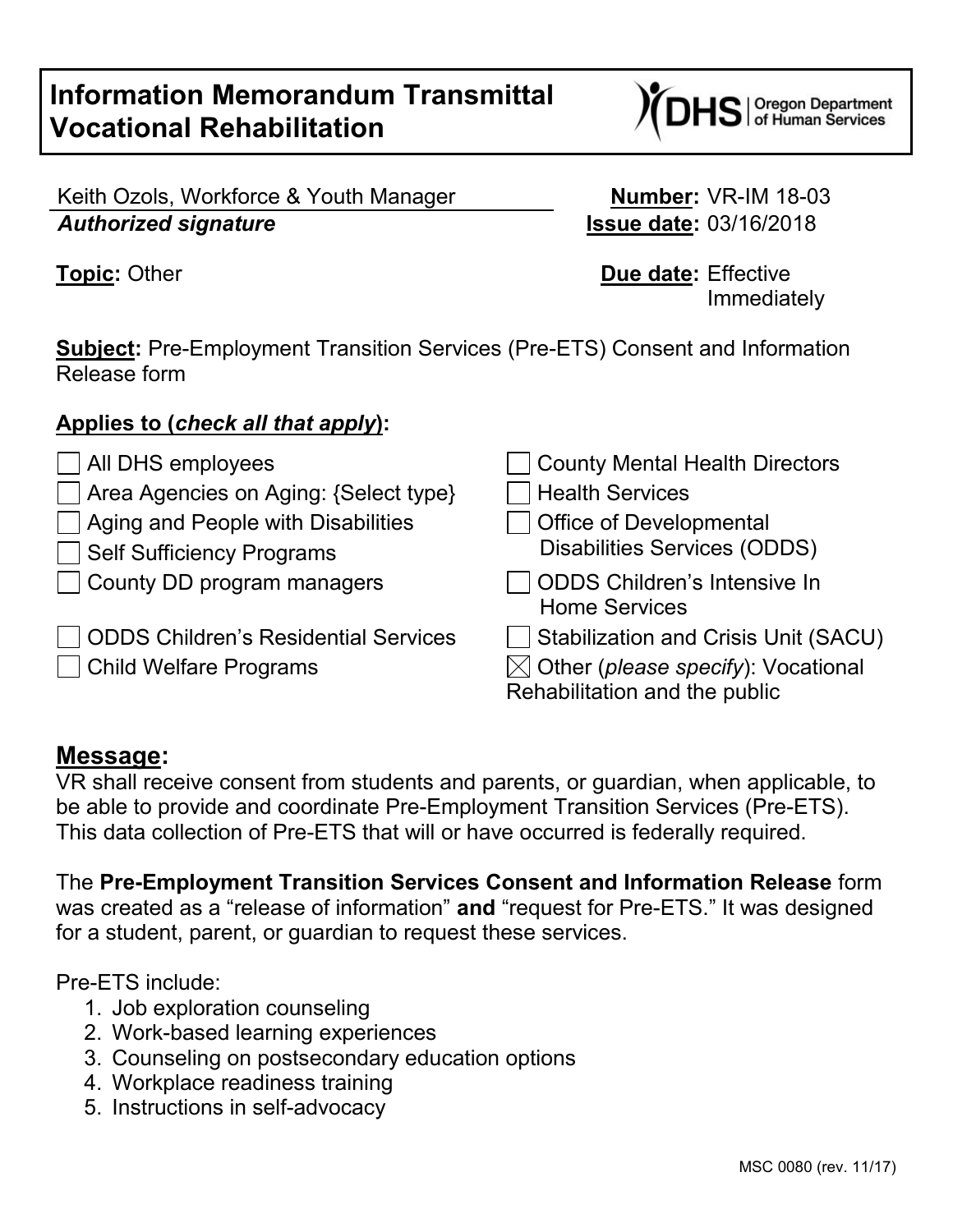# Information Memorandum Transmittal Vocational Rehabilitation

DHS | Oregon Department of Human Services

Keith Ozols, Workforce & Youth Manager
***Authorized signature***

**Number:** VR-IM 18-03
**Issue date:** 03/16/2018

**Topic:** Other

**Due date:** Effective Immediately

**Subject:** Pre-Employment Transition Services (Pre-ETS) Consent and Information Release form

**Applies to (*check all that apply*):**

- [ ] All DHS employees
- [ ] Area Agencies on Aging: {Select type}
- [ ] Aging and People with Disabilities
- [ ] Self Sufficiency Programs
- [ ] County DD program managers
- [ ] ODDS Children's Residential Services
- [ ] Child Welfare Programs
- [ ] County Mental Health Directors
- [ ] Health Services
- [ ] Office of Developmental Disabilities Services (ODDS)
- [ ] ODDS Children's Intensive In Home Services
- [ ] Stabilization and Crisis Unit (SACU)
- [x] Other (*please specify*): Vocational Rehabilitation and the public

## Message:

VR shall receive consent from students and parents, or guardian, when applicable, to be able to provide and coordinate Pre-Employment Transition Services (Pre-ETS). This data collection of Pre-ETS that will or have occurred is federally required.

The **Pre-Employment Transition Services Consent and Information Release** form was created as a "release of information" **and** "request for Pre-ETS." It was designed for a student, parent, or guardian to request these services.

Pre-ETS include:

1. Job exploration counseling
2. Work-based learning experiences
3. Counseling on postsecondary education options
4. Workplace readiness training
5. Instructions in self-advocacy

MSC 0080 (rev. 11/17)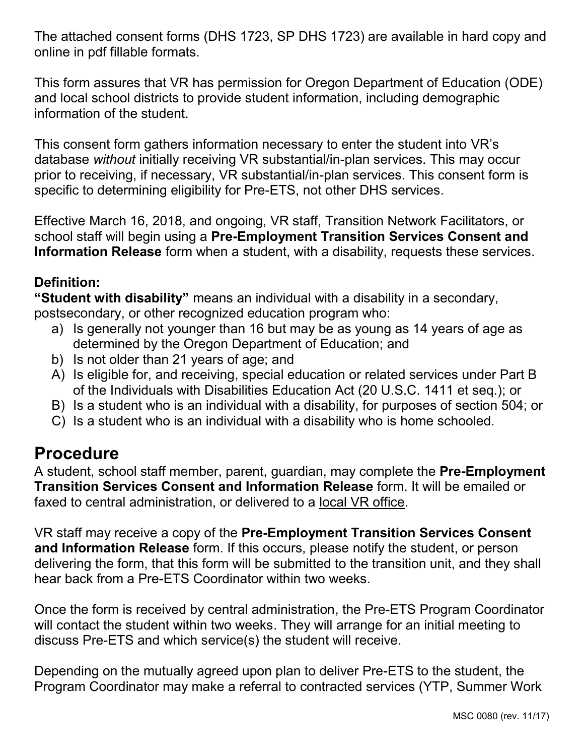The attached consent forms (DHS 1723, SP DHS 1723) are available in hard copy and online in pdf fillable formats.

This form assures that VR has permission for Oregon Department of Education (ODE) and local school districts to provide student information, including demographic information of the student.

This consent form gathers information necessary to enter the student into VR's database *without* initially receiving VR substantial/in-plan services. This may occur prior to receiving, if necessary, VR substantial/in-plan services. This consent form is specific to determining eligibility for Pre-ETS, not other DHS services.

Effective March 16, 2018, and ongoing, VR staff, Transition Network Facilitators, or school staff will begin using a **Pre-Employment Transition Services Consent and Information Release** form when a student, with a disability, requests these services.

**Definition:**
**"Student with disability"** means an individual with a disability in a secondary, postsecondary, or other recognized education program who:

a) Is generally not younger than 16 but may be as young as 14 years of age as determined by the Oregon Department of Education; and
b) Is not older than 21 years of age; and
A) Is eligible for, and receiving, special education or related services under Part B of the Individuals with Disabilities Education Act (20 U.S.C. 1411 et seq.); or
B) Is a student who is an individual with a disability, for purposes of section 504; or
C) Is a student who is an individual with a disability who is home schooled.

## Procedure

A student, school staff member, parent, guardian, may complete the **Pre-Employment Transition Services Consent and Information Release** form. It will be emailed or faxed to central administration, or delivered to a local VR office.

VR staff may receive a copy of the **Pre-Employment Transition Services Consent and Information Release** form. If this occurs, please notify the student, or person delivering the form, that this form will be submitted to the transition unit, and they shall hear back from a Pre-ETS Coordinator within two weeks.

Once the form is received by central administration, the Pre-ETS Program Coordinator will contact the student within two weeks. They will arrange for an initial meeting to discuss Pre-ETS and which service(s) the student will receive.

Depending on the mutually agreed upon plan to deliver Pre-ETS to the student, the Program Coordinator may make a referral to contracted services (YTP, Summer Work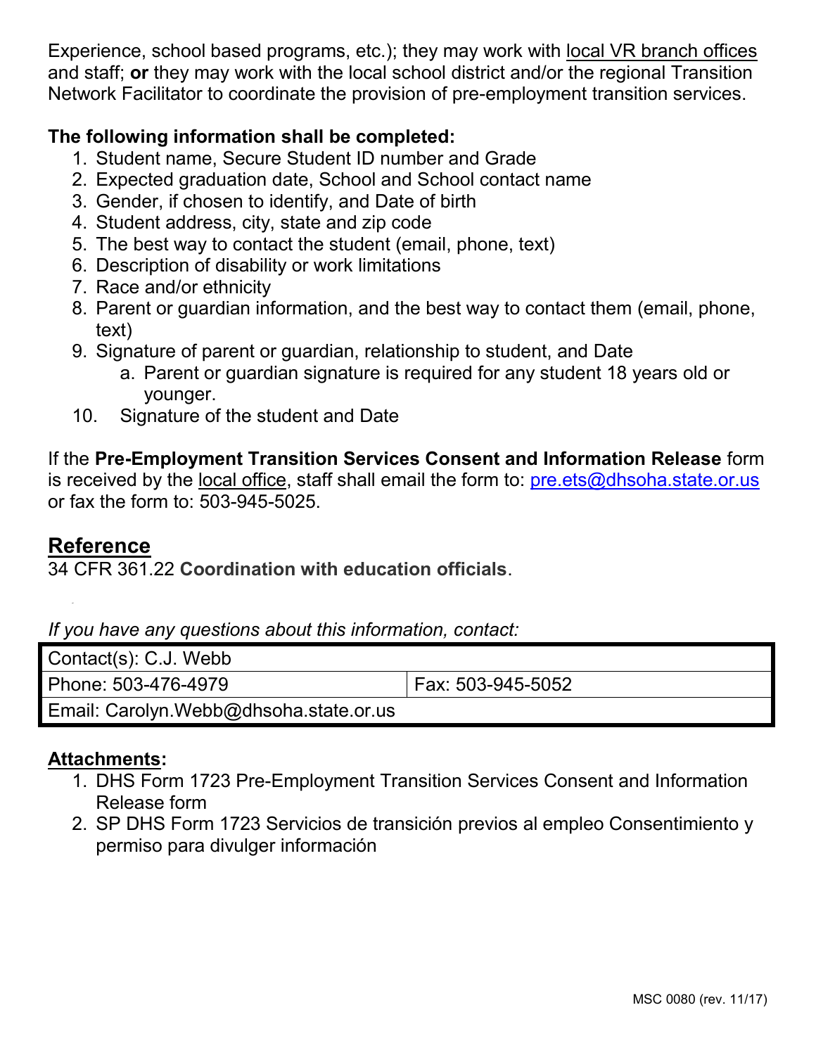Experience, school based programs, etc.); they may work with local VR branch offices and staff; **or** they may work with the local school district and/or the regional Transition Network Facilitator to coordinate the provision of pre-employment transition services.

**The following information shall be completed:**

1. Student name, Secure Student ID number and Grade
2. Expected graduation date, School and School contact name
3. Gender, if chosen to identify, and Date of birth
4. Student address, city, state and zip code
5. The best way to contact the student (email, phone, text)
6. Description of disability or work limitations
7. Race and/or ethnicity
8. Parent or guardian information, and the best way to contact them (email, phone, text)
9. Signature of parent or guardian, relationship to student, and Date
    a. Parent or guardian signature is required for any student 18 years old or younger.
10. Signature of the student and Date

If the **Pre-Employment Transition Services Consent and Information Release** form is received by the local office, staff shall email the form to: pre.ets@dhsoha.state.or.us or fax the form to: 503-945-5025.

## Reference

34 CFR 361.22 **Coordination with education officials**.

*If you have any questions about this information, contact:*

| | |
|---|---|
| Contact(s): C.J. Webb | |
| Phone: 503-476-4979 | Fax: 503-945-5052 |
| Email: Carolyn.Webb@dhsoha.state.or.us | |

**Attachments:**

1. DHS Form 1723 Pre-Employment Transition Services Consent and Information Release form
2. SP DHS Form 1723 Servicios de transición previos al empleo Consentimiento y permiso para divulger información